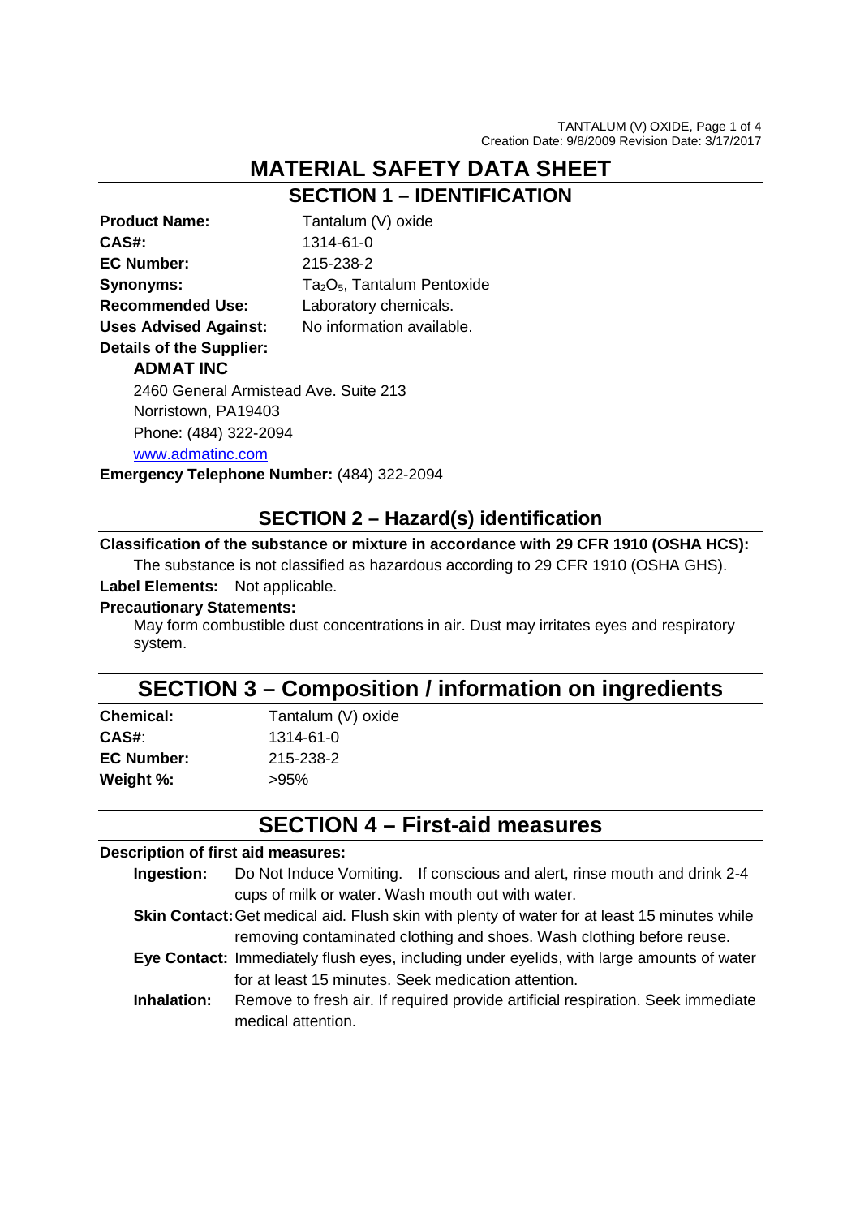# MATERIAL SAFETY DATA SHEET

## SECTION 1 – IDENTIFICATION

**Product Name:** Tantalum (V) oxide
**CAS#:** 1314-61-0
**EC Number:** 215-238-2
**Synonyms:** $Ta_2O_5$, Tantalum Pentoxide
**Recommended Use:** Laboratory chemicals.
**Uses Advised Against:** No information available.
**Details of the Supplier:**

**ADMAT INC**
2460 General Armistead Ave. Suite 213
Norristown, PA19403
Phone: (484) 322-2094
www.admatinc.com

**Emergency Telephone Number:** (484) 322-2094

## SECTION 2 – Hazard(s) identification

**Classification of the substance or mixture in accordance with 29 CFR 1910 (OSHA HCS):**
The substance is not classified as hazardous according to 29 CFR 1910 (OSHA GHS).

**Label Elements:** Not applicable.

**Precautionary Statements:**
May form combustible dust concentrations in air. Dust may irritates eyes and respiratory system.

## SECTION 3 – Composition / information on ingredients

**Chemical:** Tantalum (V) oxide
**CAS#:** 1314-61-0
**EC Number:** 215-238-2
**Weight %:** >95%

## SECTION 4 – First-aid measures

**Description of first aid measures:**

**Ingestion:** Do Not Induce Vomiting. If conscious and alert, rinse mouth and drink 2-4 cups of milk or water. Wash mouth out with water.

**Skin Contact:** Get medical aid. Flush skin with plenty of water for at least 15 minutes while removing contaminated clothing and shoes. Wash clothing before reuse.

**Eye Contact:** Immediately flush eyes, including under eyelids, with large amounts of water for at least 15 minutes. Seek medication attention.

**Inhalation:** Remove to fresh air. If required provide artificial respiration. Seek immediate medical attention.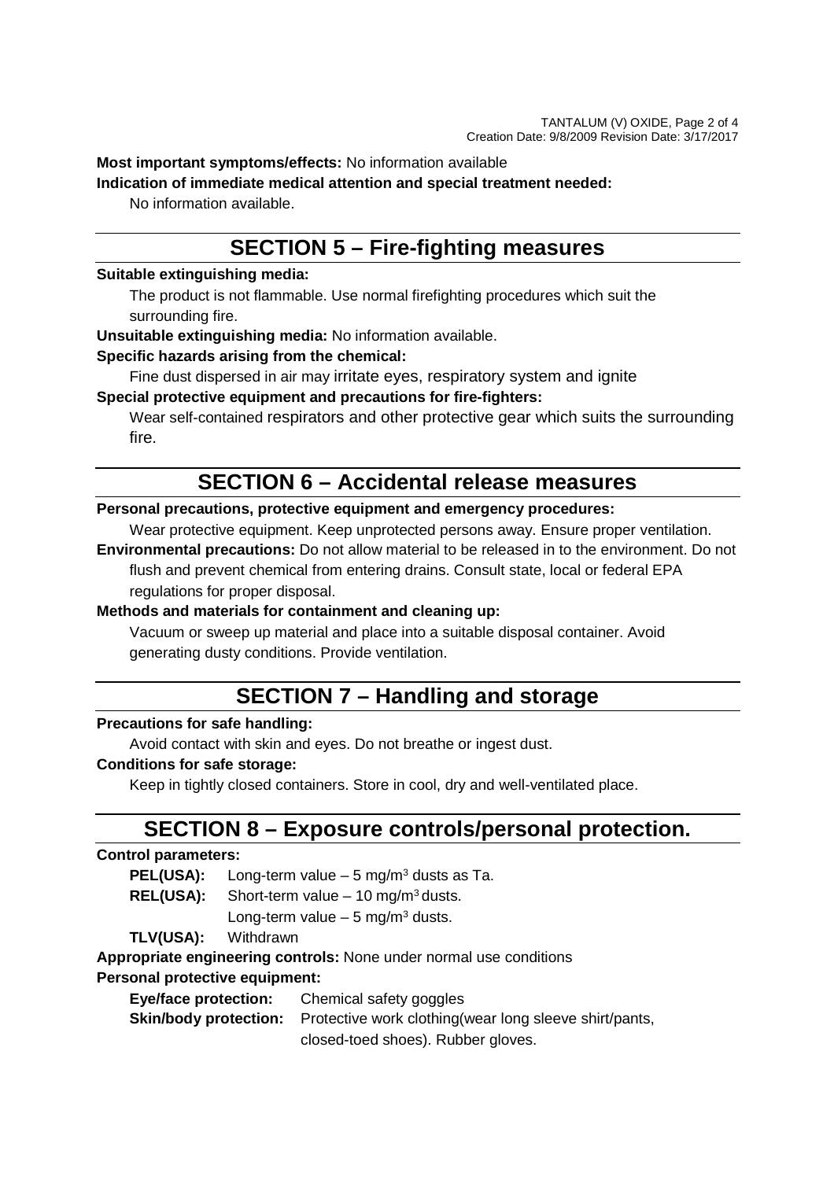**Most important symptoms/effects:** No information available

**Indication of immediate medical attention and special treatment needed:**

No information available.

## SECTION 5 – Fire-fighting measures

**Suitable extinguishing media:**

The product is not flammable. Use normal firefighting procedures which suit the surrounding fire.

**Unsuitable extinguishing media:** No information available.

**Specific hazards arising from the chemical:**

Fine dust dispersed in air may irritate eyes, respiratory system and ignite

**Special protective equipment and precautions for fire-fighters:**

Wear self-contained respirators and other protective gear which suits the surrounding fire.

## SECTION 6 – Accidental release measures

**Personal precautions, protective equipment and emergency procedures:**

Wear protective equipment. Keep unprotected persons away. Ensure proper ventilation.

**Environmental precautions:** Do not allow material to be released in to the environment. Do not flush and prevent chemical from entering drains. Consult state, local or federal EPA regulations for proper disposal.

**Methods and materials for containment and cleaning up:**

Vacuum or sweep up material and place into a suitable disposal container. Avoid generating dusty conditions. Provide ventilation.

## SECTION 7 – Handling and storage

**Precautions for safe handling:**

Avoid contact with skin and eyes. Do not breathe or ingest dust.

**Conditions for safe storage:**

Keep in tightly closed containers. Store in cool, dry and well-ventilated place.

## SECTION 8 – Exposure controls/personal protection.

**Control parameters:**

**PEL(USA):** Long-term value – 5 mg/m$^3$ dusts as Ta.

**REL(USA):** Short-term value – 10 mg/m$^3$ dusts.
Long-term value – 5 mg/m$^3$ dusts.

**TLV(USA):** Withdrawn

**Appropriate engineering controls:** None under normal use conditions

**Personal protective equipment:**

**Eye/face protection:** Chemical safety goggles

**Skin/body protection:** Protective work clothing(wear long sleeve shirt/pants, closed-toed shoes). Rubber gloves.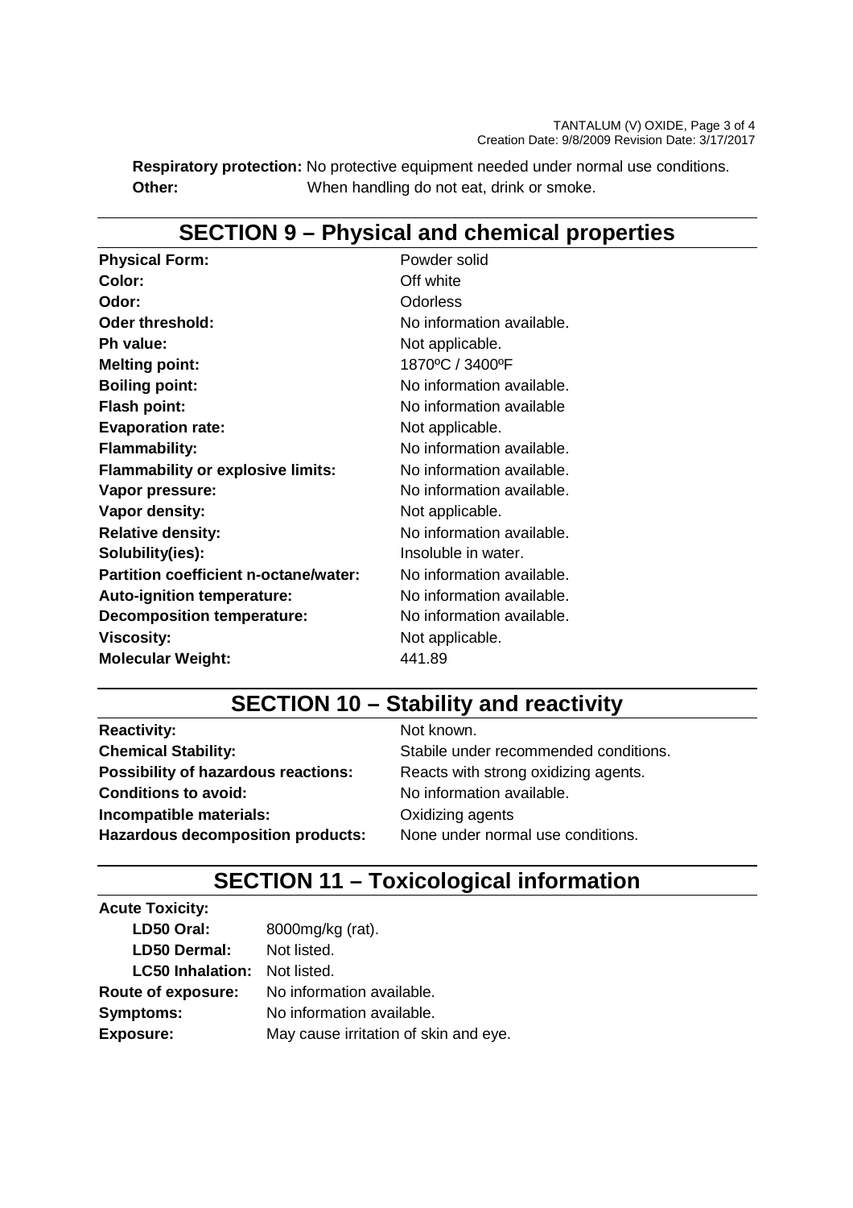**Respiratory protection:** No protective equipment needed under normal use conditions.
**Other:** When handling do not eat, drink or smoke.

## SECTION 9 – Physical and chemical properties

| | |
|---|---|
| **Physical Form:** | Powder solid |
| **Color:** | Off white |
| **Odor:** | Odorless |
| **Oder threshold:** | No information available. |
| **Ph value:** | Not applicable. |
| **Melting point:** | 1870ºC / 3400ºF |
| **Boiling point:** | No information available. |
| **Flash point:** | No information available |
| **Evaporation rate:** | Not applicable. |
| **Flammability:** | No information available. |
| **Flammability or explosive limits:** | No information available. |
| **Vapor pressure:** | No information available. |
| **Vapor density:** | Not applicable. |
| **Relative density:** | No information available. |
| **Solubility(ies):** | Insoluble in water. |
| **Partition coefficient n-octane/water:** | No information available. |
| **Auto-ignition temperature:** | No information available. |
| **Decomposition temperature:** | No information available. |
| **Viscosity:** | Not applicable. |
| **Molecular Weight:** | 441.89 |

## SECTION 10 – Stability and reactivity

| | |
|---|---|
| **Reactivity:** | Not known. |
| **Chemical Stability:** | Stabile under recommended conditions. |
| **Possibility of hazardous reactions:** | Reacts with strong oxidizing agents. |
| **Conditions to avoid:** | No information available. |
| **Incompatible materials:** | Oxidizing agents |
| **Hazardous decomposition products:** | None under normal use conditions. |

## SECTION 11 – Toxicological information

**Acute Toxicity:**

| | |
|---|---|
| **LD50 Oral:** | 8000mg/kg (rat). |
| **LD50 Dermal:** | Not listed. |
| **LC50 Inhalation:** | Not listed. |
| **Route of exposure:** | No information available. |
| **Symptoms:** | No information available. |
| **Exposure:** | May cause irritation of skin and eye. |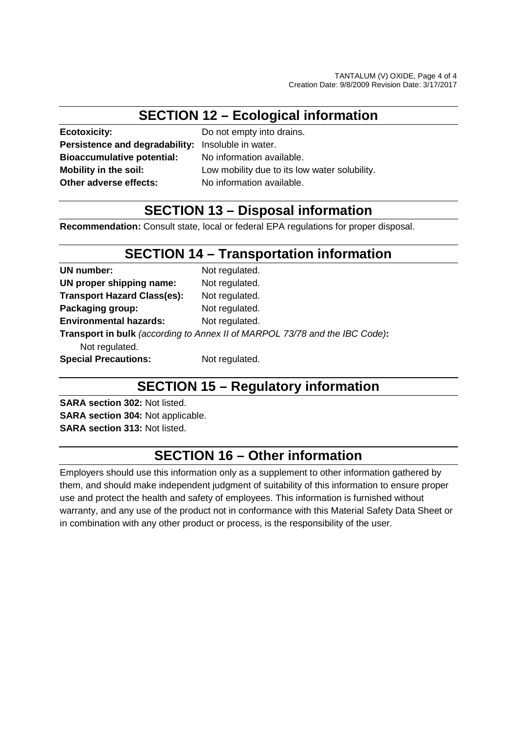## SECTION 12 – Ecological information

**Ecotoxicity:** Do not empty into drains.
**Persistence and degradability:** Insoluble in water.
**Bioaccumulative potential:** No information available.
**Mobility in the soil:** Low mobility due to its low water solubility.
**Other adverse effects:** No information available.

## SECTION 13 – Disposal information

**Recommendation:** Consult state, local or federal EPA regulations for proper disposal.

## SECTION 14 – Transportation information

**UN number:** Not regulated.
**UN proper shipping name:** Not regulated.
**Transport Hazard Class(es):** Not regulated.
**Packaging group:** Not regulated.
**Environmental hazards:** Not regulated.
**Transport in bulk** *(according to Annex II of MARPOL 73/78 and the IBC Code)***:**
Not regulated.
**Special Precautions:** Not regulated.

## SECTION 15 – Regulatory information

**SARA section 302:** Not listed.
**SARA section 304:** Not applicable.
**SARA section 313:** Not listed.

## SECTION 16 – Other information

Employers should use this information only as a supplement to other information gathered by them, and should make independent judgment of suitability of this information to ensure proper use and protect the health and safety of employees. This information is furnished without warranty, and any use of the product not in conformance with this Material Safety Data Sheet or in combination with any other product or process, is the responsibility of the user.